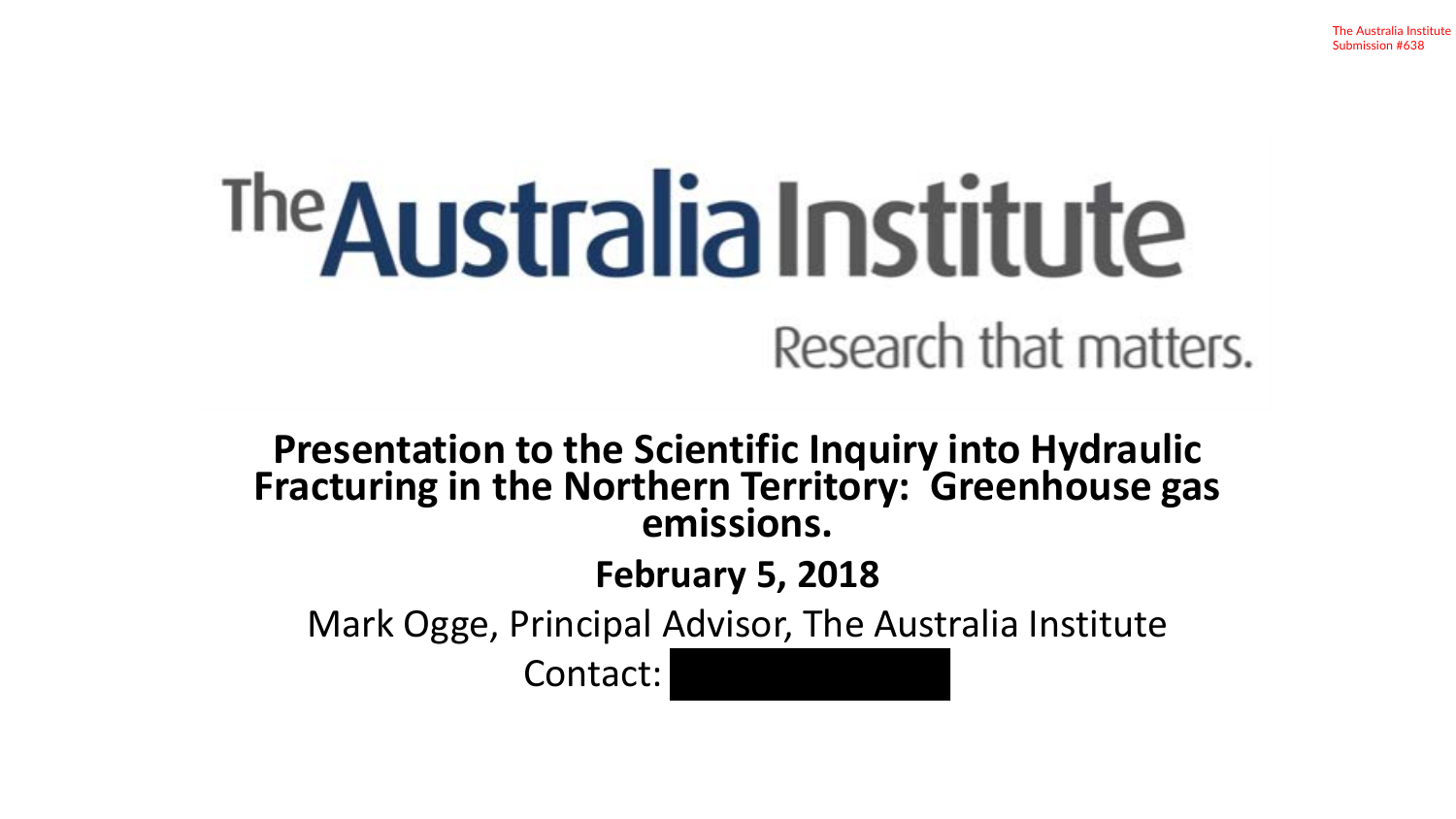The Australia Institute
Submission #638

# The Australia Institute

Research that matters.

**Presentation to the Scientific Inquiry into Hydraulic Fracturing in the Northern Territory: Greenhouse gas emissions.**

**February 5, 2018**

Mark Ogge, Principal Advisor, The Australia Institute

Contact: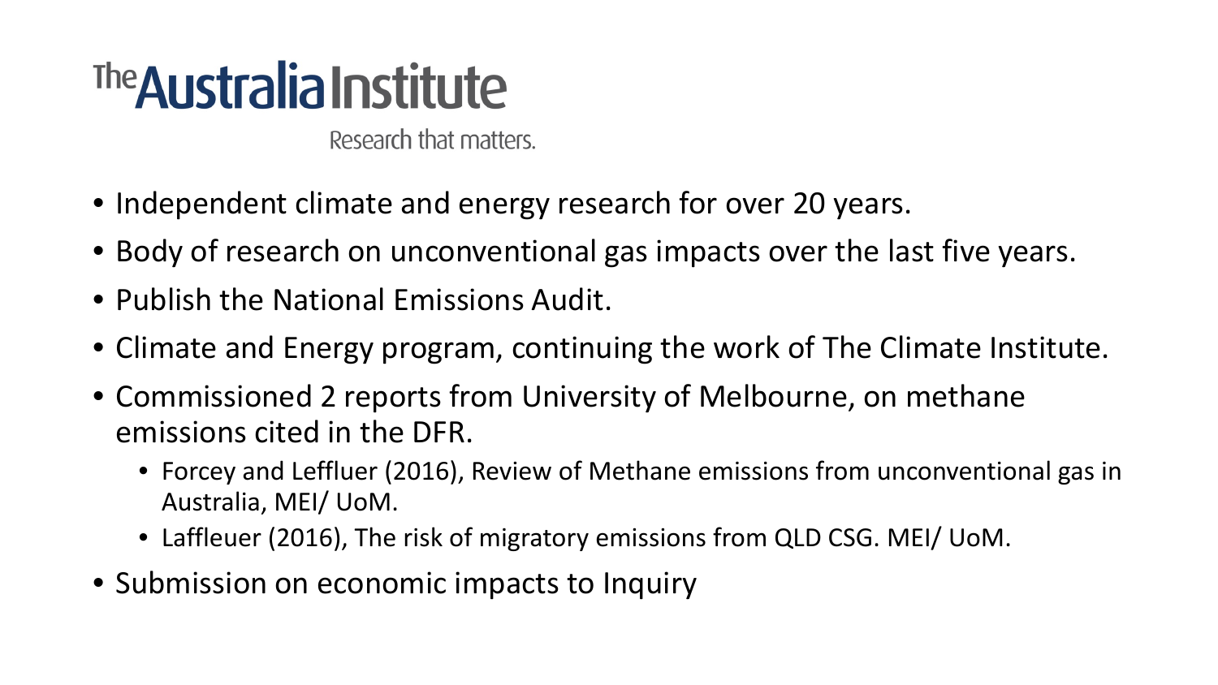# The Australia Institute

Research that matters.

- Independent climate and energy research for over 20 years.
- Body of research on unconventional gas impacts over the last five years.
- Publish the National Emissions Audit.
- Climate and Energy program, continuing the work of The Climate Institute.
- Commissioned 2 reports from University of Melbourne, on methane emissions cited in the DFR.
  - Forcey and Leffluer (2016), Review of Methane emissions from unconventional gas in Australia, MEI/ UoM.
  - Laffleuer (2016), The risk of migratory emissions from QLD CSG. MEI/ UoM.
- Submission on economic impacts to Inquiry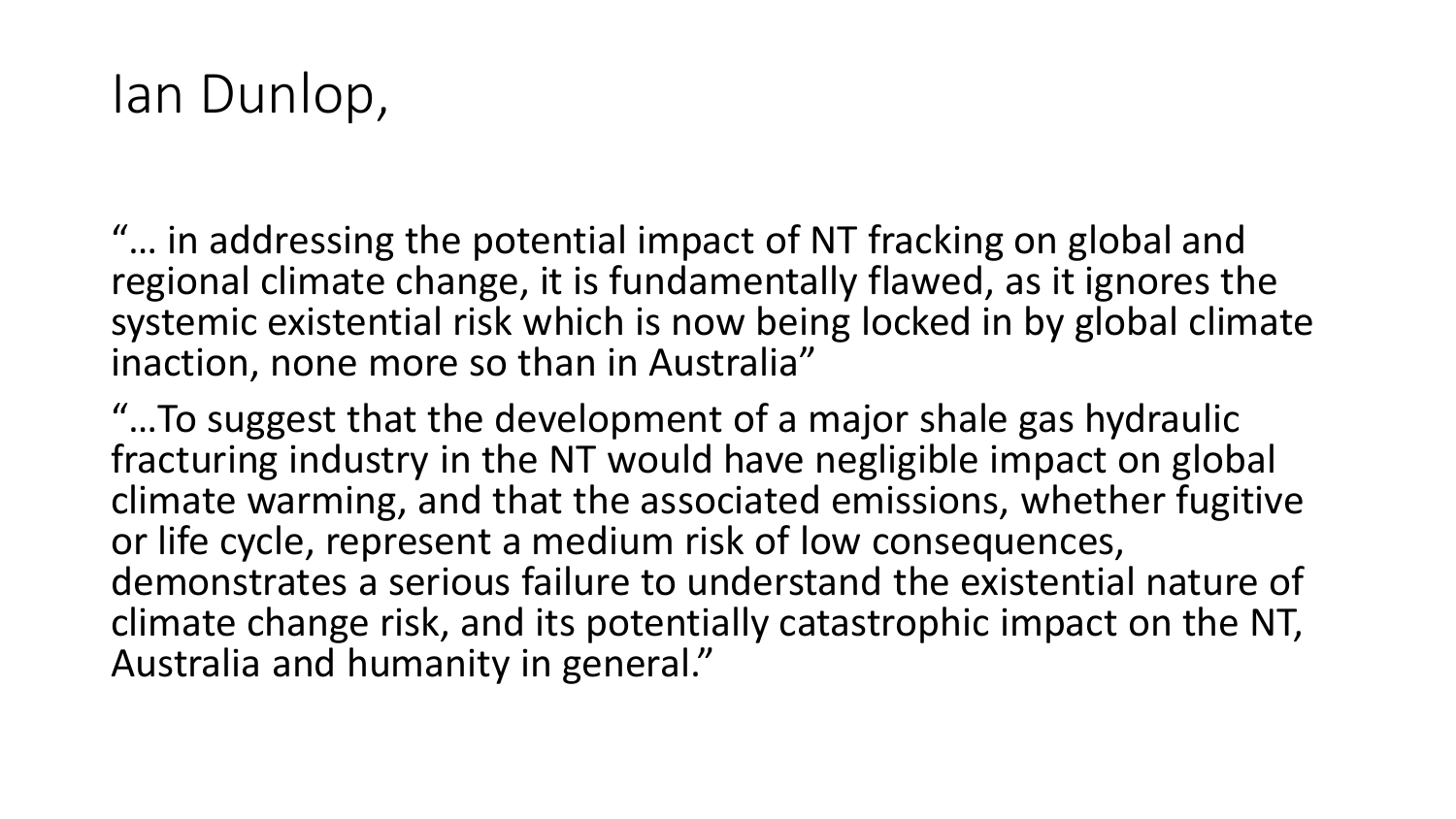# Ian Dunlop,

"… in addressing the potential impact of NT fracking on global and regional climate change, it is fundamentally flawed, as it ignores the systemic existential risk which is now being locked in by global climate inaction, none more so than in Australia"

"…To suggest that the development of a major shale gas hydraulic fracturing industry in the NT would have negligible impact on global climate warming, and that the associated emissions, whether fugitive or life cycle, represent a medium risk of low consequences, demonstrates a serious failure to understand the existential nature of climate change risk, and its potentially catastrophic impact on the NT, Australia and humanity in general."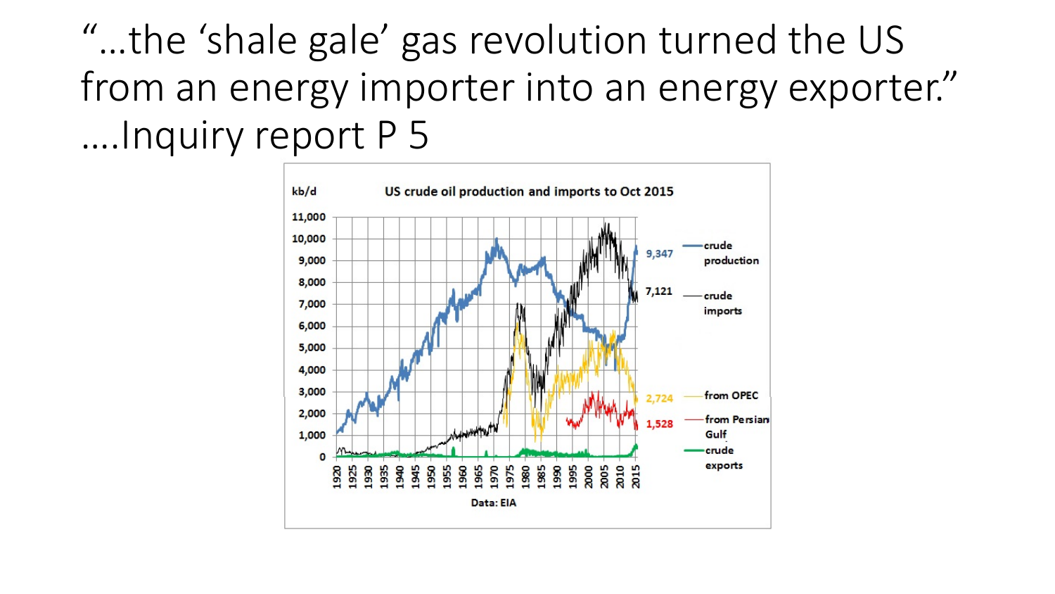# "…the 'shale gale' gas revolution turned the US from an energy importer into an energy exporter." ….Inquiry report P 5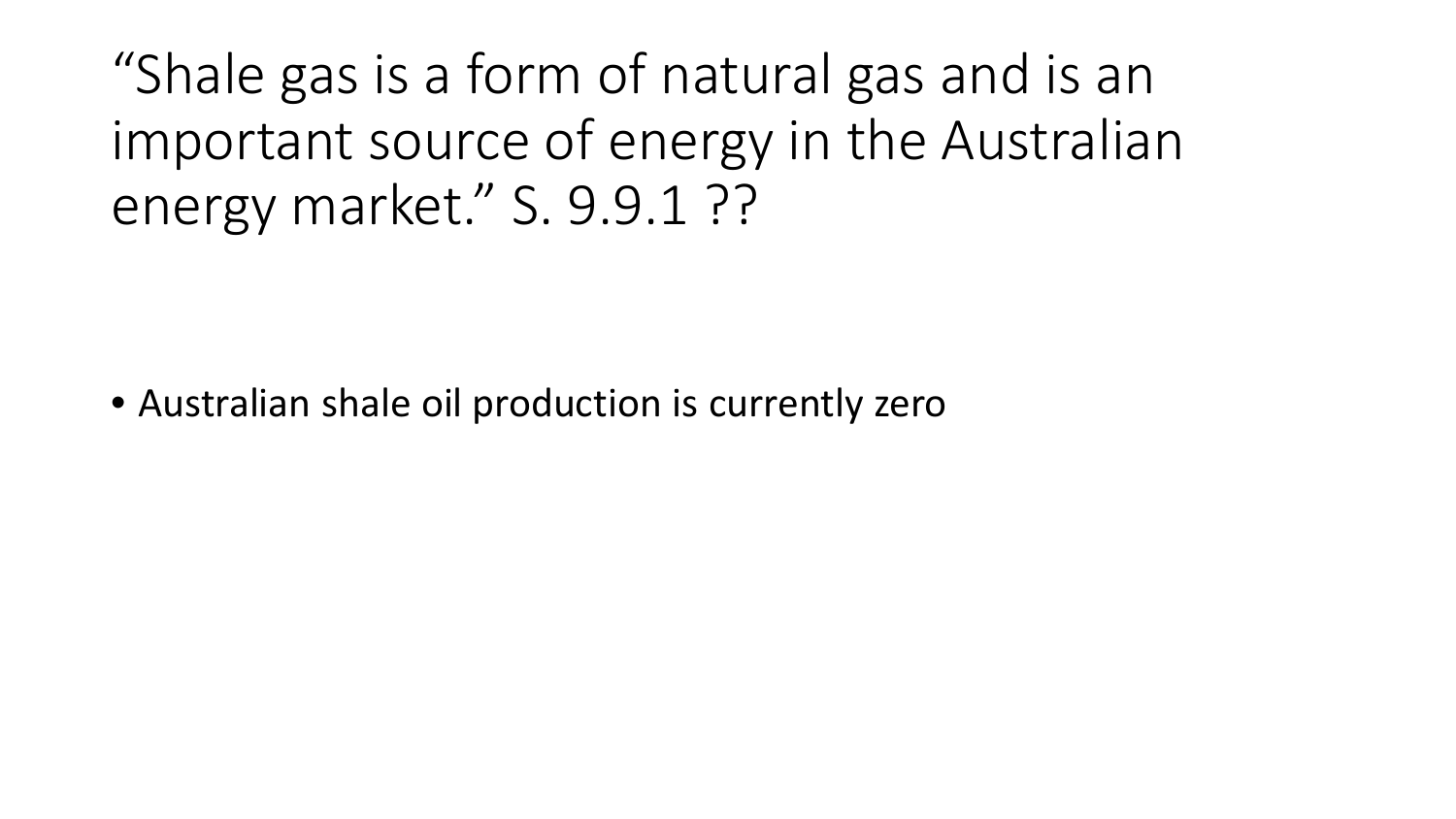# "Shale gas is a form of natural gas and is an important source of energy in the Australian energy market." S. 9.9.1 ??

- Australian shale oil production is currently zero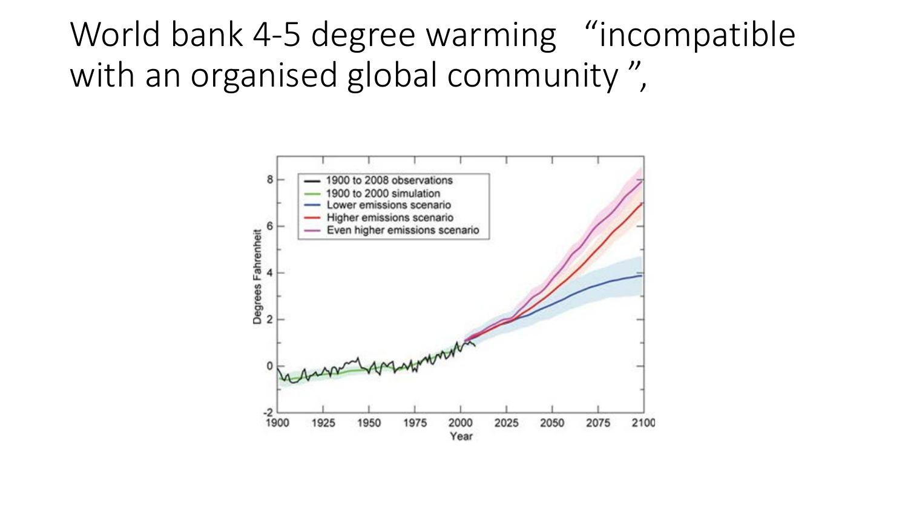# World bank 4-5 degree warming “incompatible with an organised global community ”,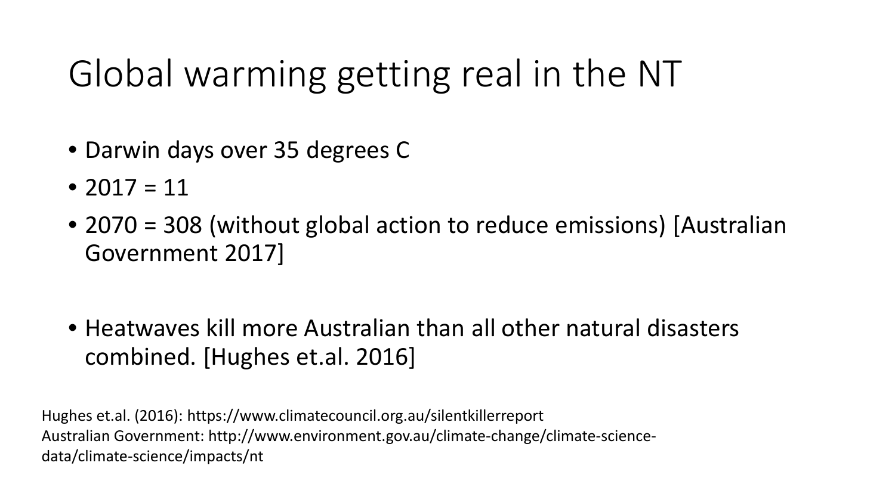# Global warming getting real in the NT

- Darwin days over 35 degrees C
- 2017 = 11
- 2070 = 308 (without global action to reduce emissions) [Australian Government 2017]

- Heatwaves kill more Australian than all other natural disasters combined. [Hughes et.al. 2016]

Hughes et.al. (2016): https://www.climatecouncil.org.au/silentkillerreport
Australian Government: http://www.environment.gov.au/climate-change/climate-science-data/climate-science/impacts/nt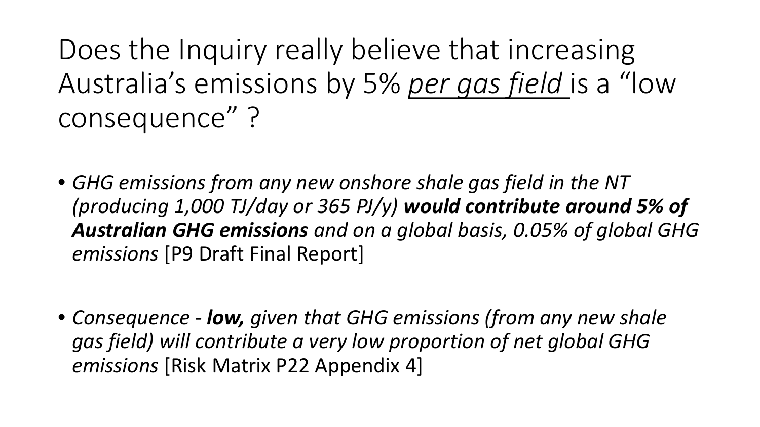# Does the Inquiry really believe that increasing Australia's emissions by 5% *per gas field* is a "low consequence" ?

- *GHG emissions from any new onshore shale gas field in the NT (producing 1,000 TJ/day or 365 PJ/y)* ***would contribute around 5% of Australian GHG emissions*** *and on a global basis, 0.05% of global GHG emissions* [P9 Draft Final Report]

- *Consequence -* ***low,*** *given that GHG emissions (from any new shale gas field) will contribute a very low proportion of net global GHG emissions* [Risk Matrix P22 Appendix 4]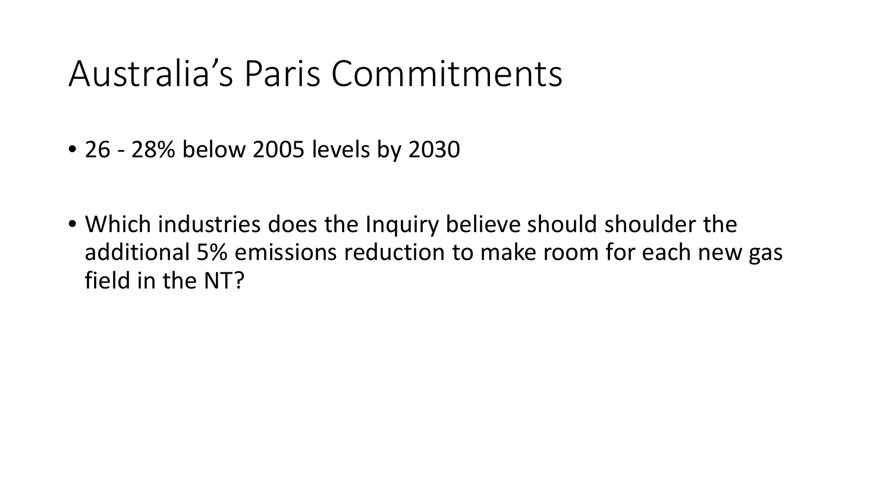# Australia's Paris Commitments

- 26 - 28% below 2005 levels by 2030

- Which industries does the Inquiry believe should shoulder the additional 5% emissions reduction to make room for each new gas field in the NT?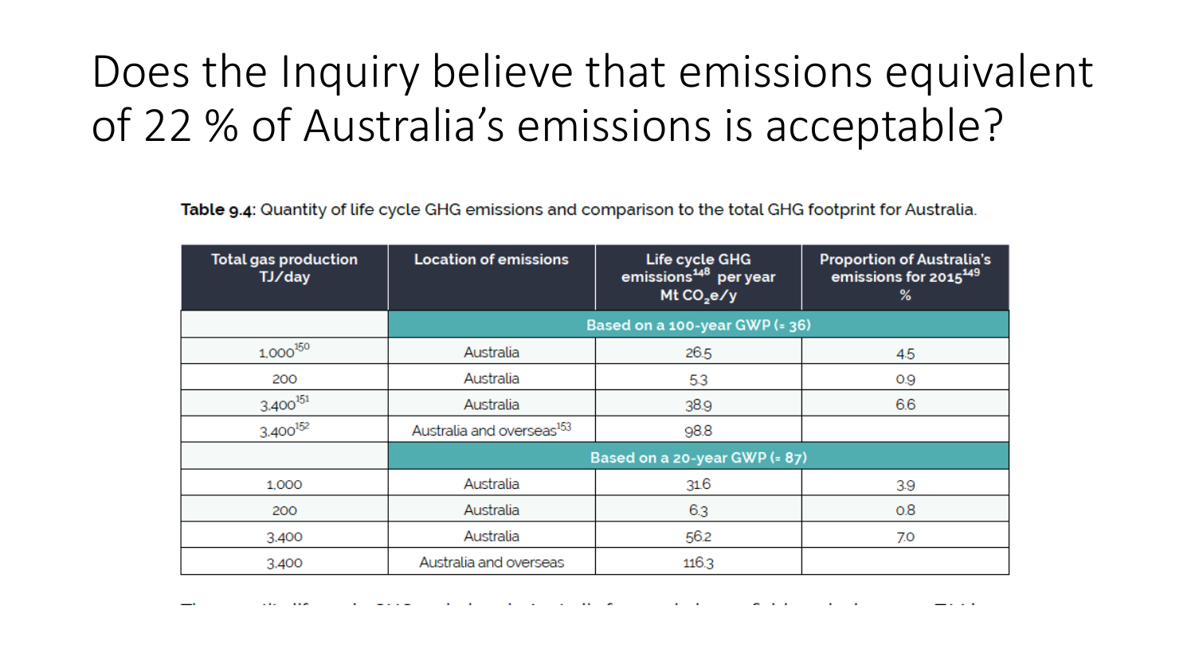# Does the Inquiry believe that emissions equivalent of 22 % of Australia's emissions is acceptable?

**Table 9.4**: Quantity of life cycle GHG emissions and comparison to the total GHG footprint for Australia.

| Total gas production TJ/day | Location of emissions | Life cycle GHG emissions[148] per year Mt $CO_2e/y$ | Proportion of Australia's emissions for 2015[149] % |
|---|---|---|---|
| | Based on a 100-year GWP (= 36) | | |
| 1,000[150] | Australia | 26.5 | 4.5 |
| 200 | Australia | 5.3 | 0.9 |
| 3,400[151] | Australia | 38.9 | 6.6 |
| 3,400[152] | Australia and overseas[153] | 98.8 | |
| | Based on a 20-year GWP (= 87) | | |
| 1,000 | Australia | 31.6 | 3.9 |
| 200 | Australia | 6.3 | 0.8 |
| 3,400 | Australia | 56.2 | 7.0 |
| 3,400 | Australia and overseas | 116.3 | |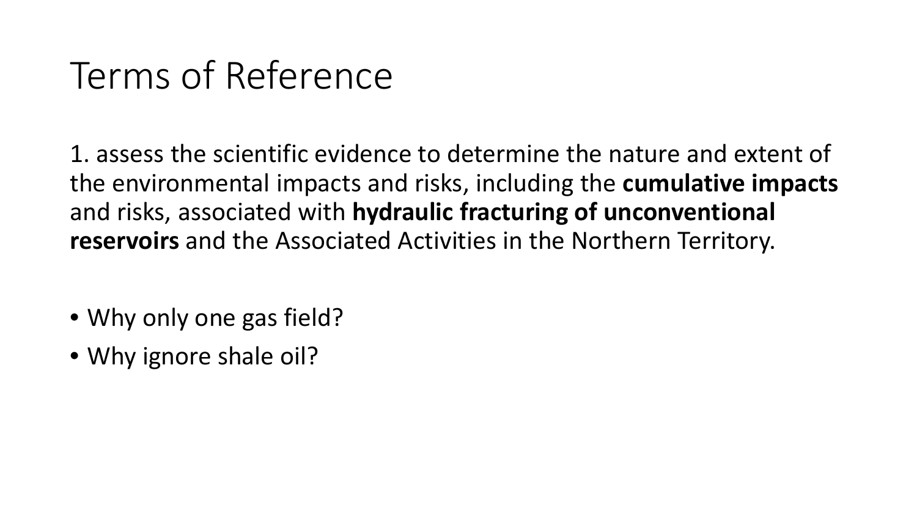# Terms of Reference

1. assess the scientific evidence to determine the nature and extent of the environmental impacts and risks, including the **cumulative impacts** and risks, associated with **hydraulic fracturing of unconventional reservoirs** and the Associated Activities in the Northern Territory.

- Why only one gas field?
- Why ignore shale oil?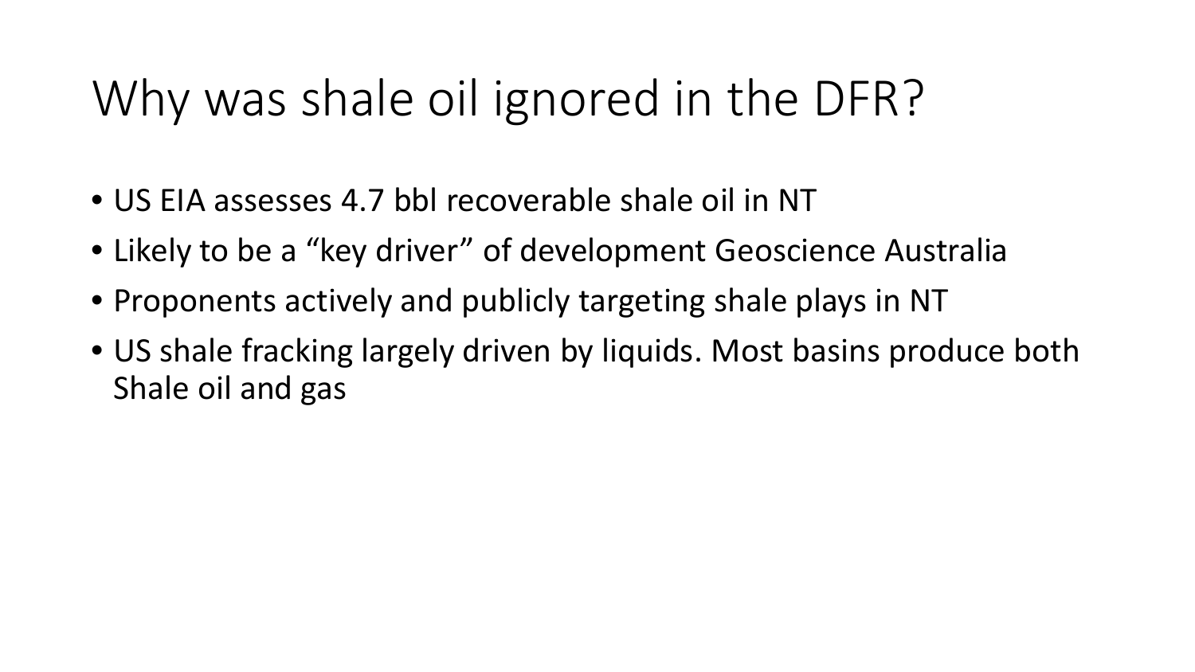# Why was shale oil ignored in the DFR?

- US EIA assesses 4.7 bbl recoverable shale oil in NT
- Likely to be a "key driver" of development Geoscience Australia
- Proponents actively and publicly targeting shale plays in NT
- US shale fracking largely driven by liquids. Most basins produce both Shale oil and gas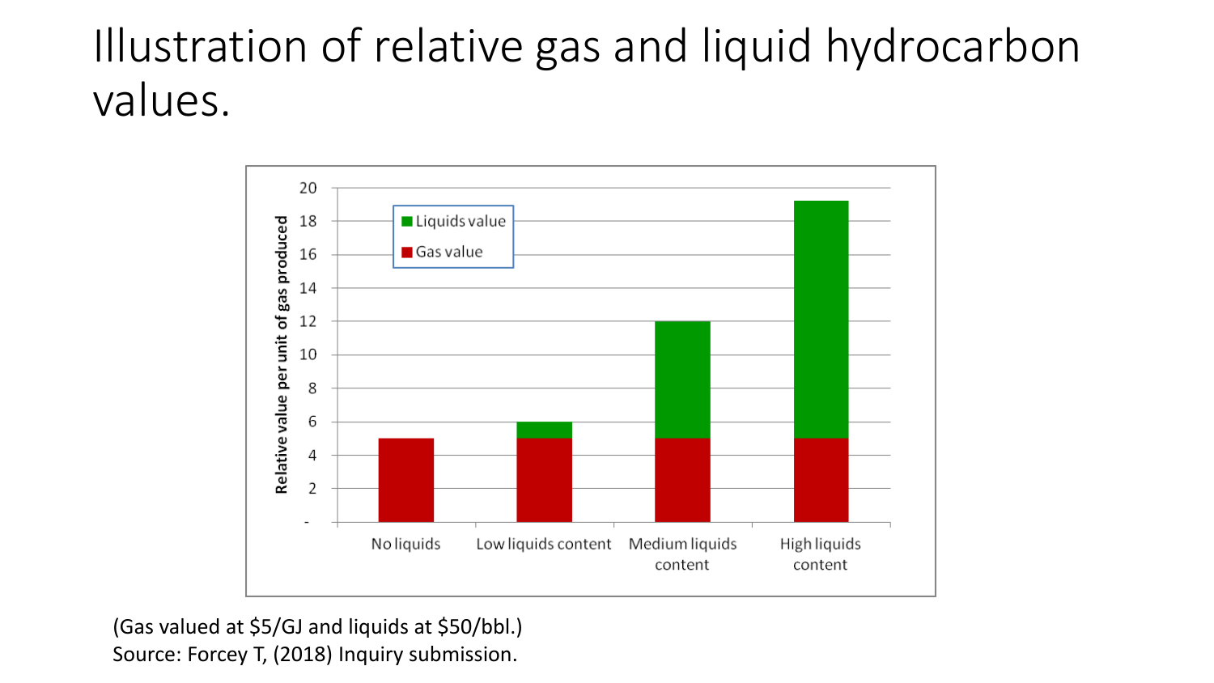# Illustration of relative gas and liquid hydrocarbon values.

(Gas valued at $5/GJ and liquids at $50/bbl.)
Source: Forcey T, (2018) Inquiry submission.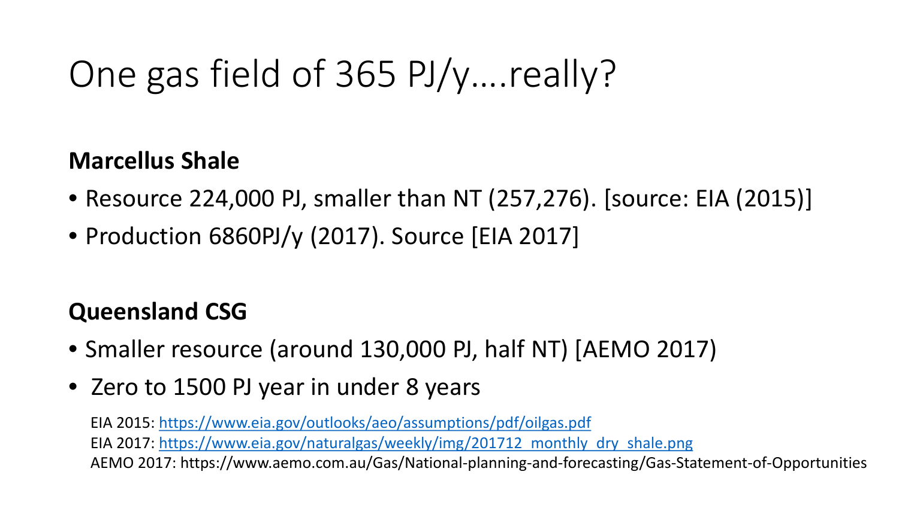# One gas field of 365 PJ/y….really?

**Marcellus Shale**

- Resource 224,000 PJ, smaller than NT (257,276). [source: EIA (2015)]
- Production 6860PJ/y (2017). Source [EIA 2017]

**Queensland CSG**

- Smaller resource (around 130,000 PJ, half NT) [AEMO 2017)
- Zero to 1500 PJ year in under 8 years

EIA 2015: https://www.eia.gov/outlooks/aeo/assumptions/pdf/oilgas.pdf
EIA 2017: https://www.eia.gov/naturalgas/weekly/img/201712_monthly_dry_shale.png
AEMO 2017: https://www.aemo.com.au/Gas/National-planning-and-forecasting/Gas-Statement-of-Opportunities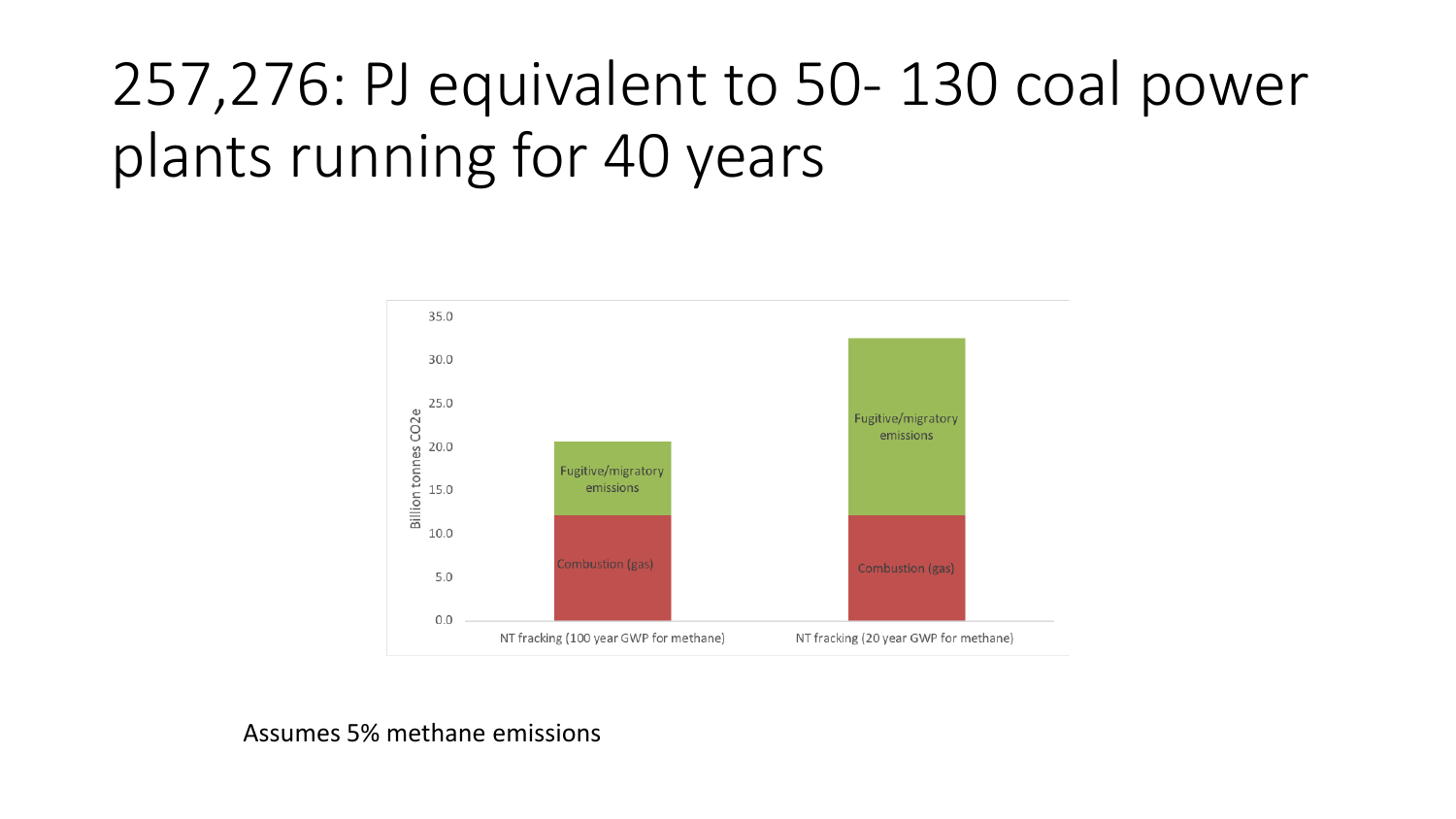# 257,276: PJ equivalent to 50- 130 coal power plants running for 40 years

Assumes 5% methane emissions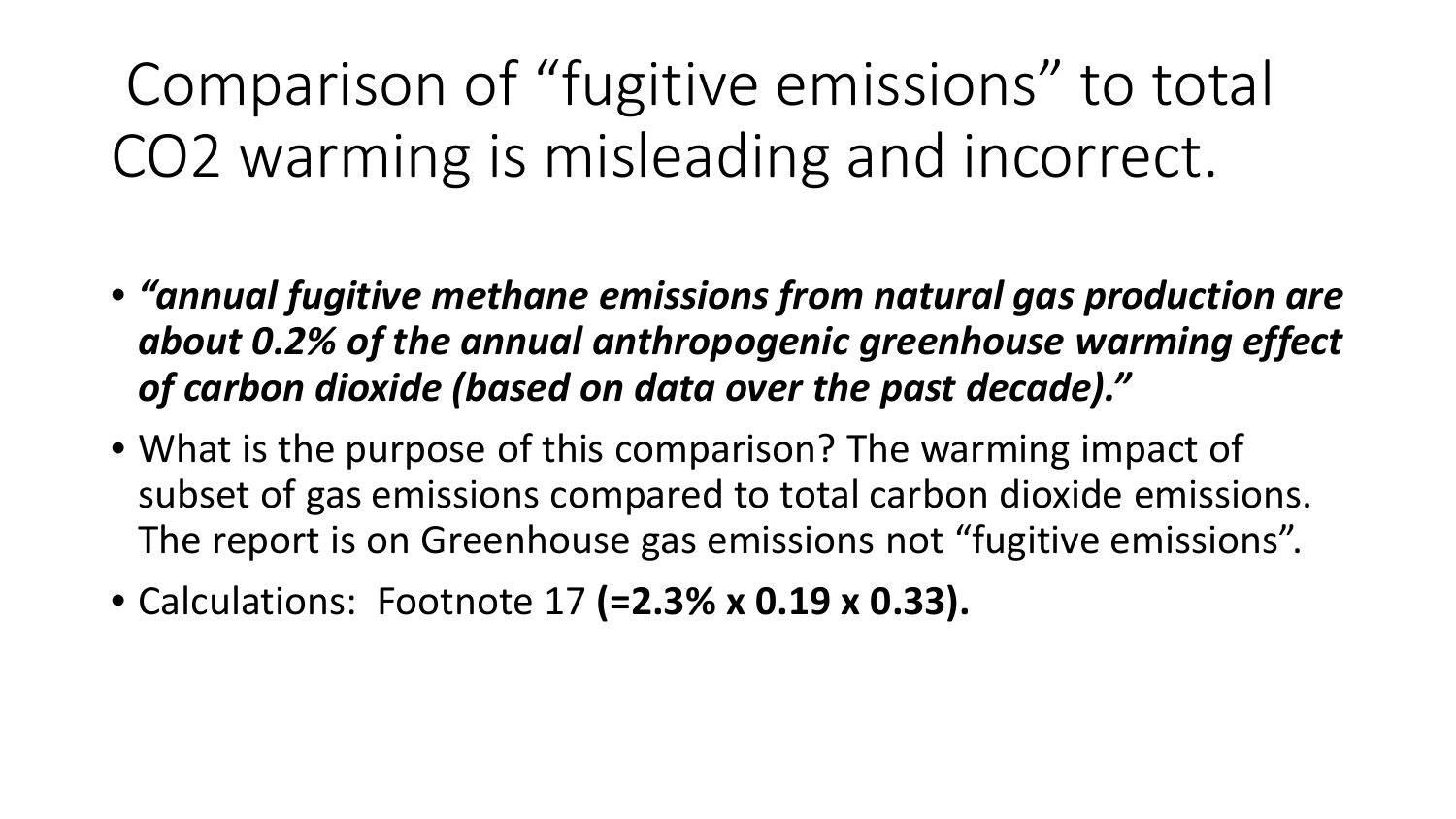# Comparison of “fugitive emissions” to total $CO_2$ warming is misleading and incorrect.

- ***“annual fugitive methane emissions from natural gas production are about 0.2% of the annual anthropogenic greenhouse warming effect of carbon dioxide (based on data over the past decade).”***
- What is the purpose of this comparison? The warming impact of subset of gas emissions compared to total carbon dioxide emissions. The report is on Greenhouse gas emissions not “fugitive emissions”.
- Calculations: Footnote 17 **(=2.3% x 0.19 x 0.33).**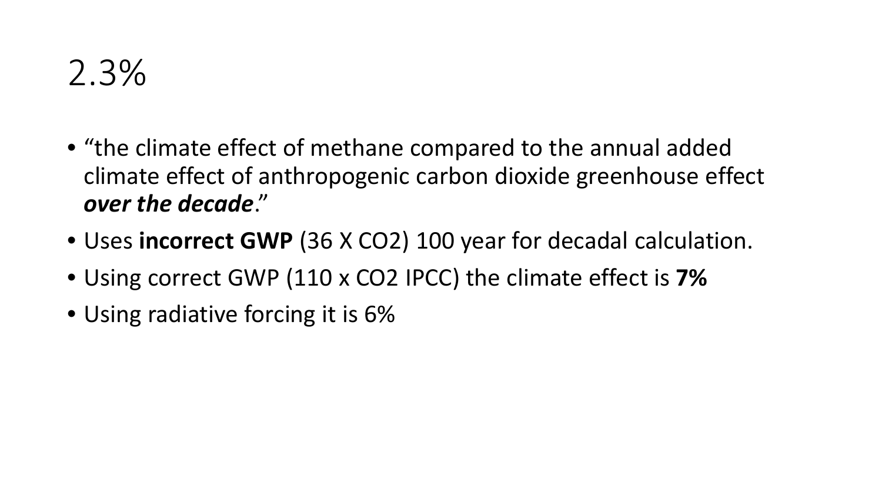# 2.3%

- "the climate effect of methane compared to the annual added climate effect of anthropogenic carbon dioxide greenhouse effect ***over the decade***."
- Uses **incorrect GWP** (36 X $CO_2$) 100 year for decadal calculation.
- Using correct GWP (110 x $CO_2$ IPCC) the climate effect is **7%**
- Using radiative forcing it is 6%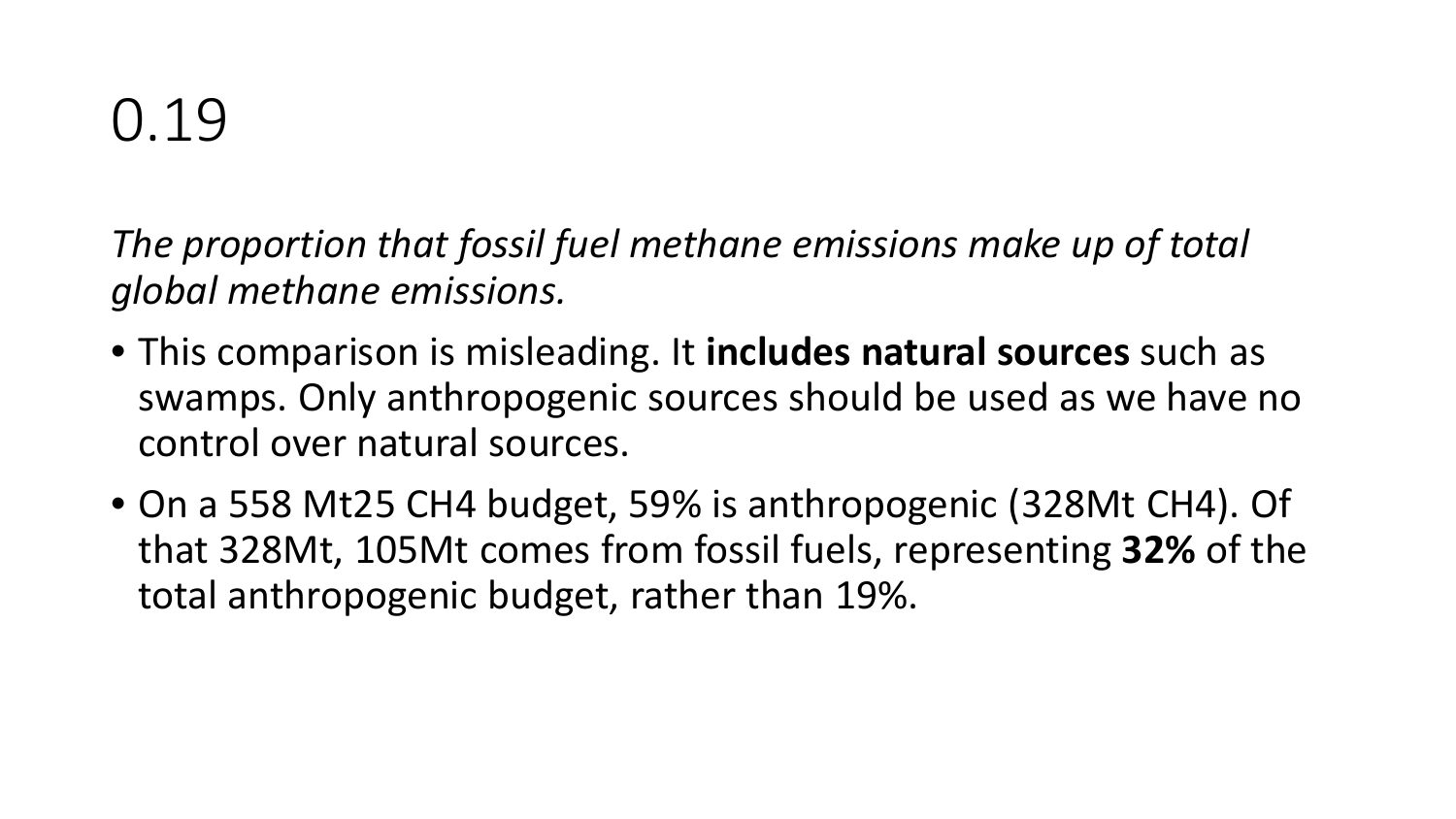# 0.19

*The proportion that fossil fuel methane emissions make up of total global methane emissions.*

- This comparison is misleading. It **includes natural sources** such as swamps. Only anthropogenic sources should be used as we have no control over natural sources.
- On a 558 Mt25 $CH_4$ budget, 59% is anthropogenic (328Mt $CH_4$). Of that 328Mt, 105Mt comes from fossil fuels, representing **32%** of the total anthropogenic budget, rather than 19%.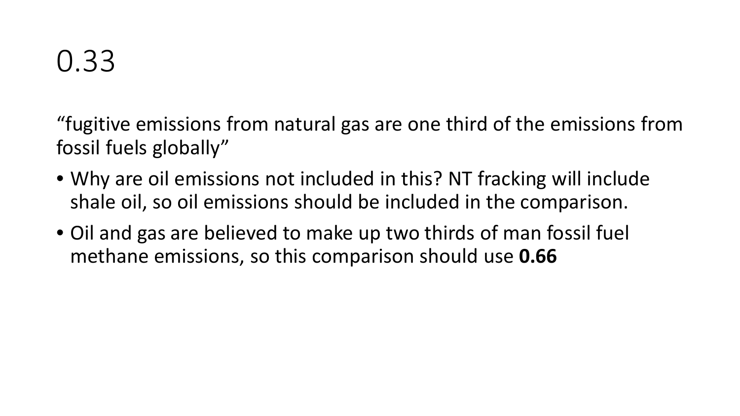# 0.33

"fugitive emissions from natural gas are one third of the emissions from fossil fuels globally"

- Why are oil emissions not included in this? NT fracking will include shale oil, so oil emissions should be included in the comparison.
- Oil and gas are believed to make up two thirds of man fossil fuel methane emissions, so this comparison should use **0.66**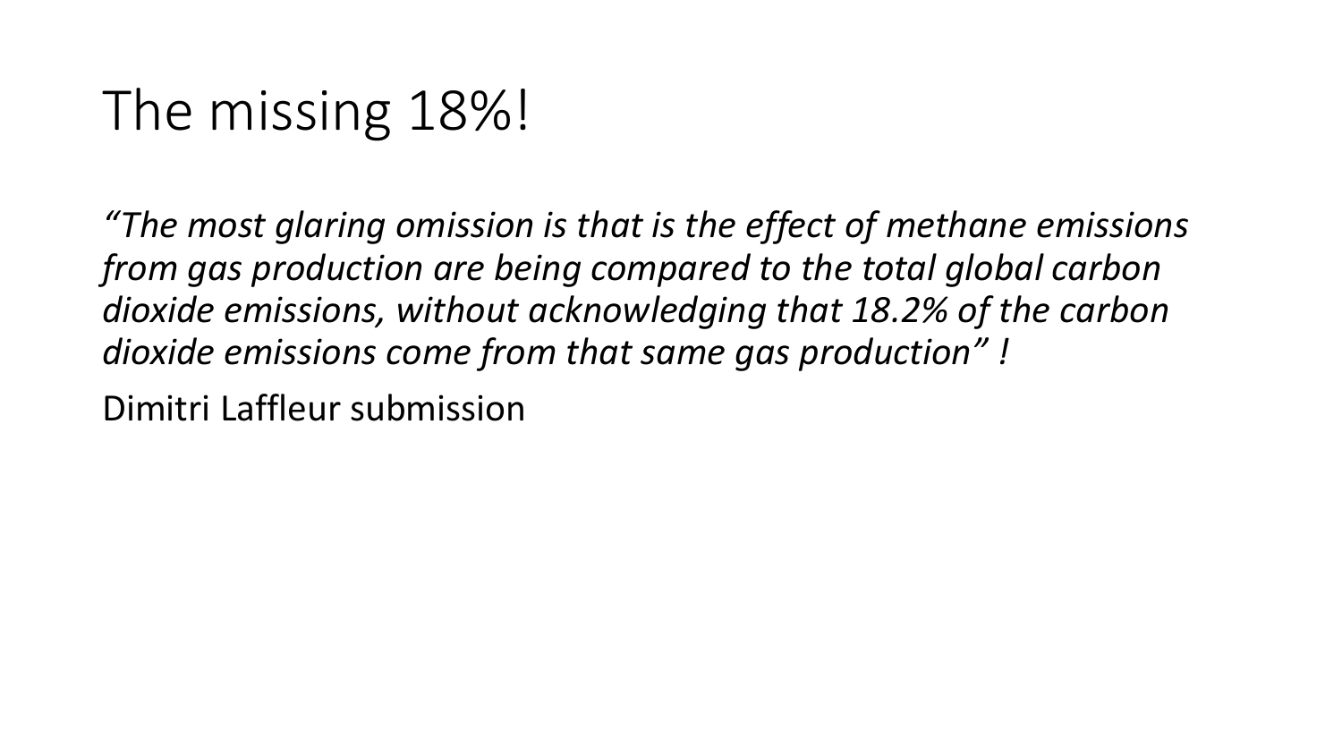# The missing 18%!

*"The most glaring omission is that is the effect of methane emissions from gas production are being compared to the total global carbon dioxide emissions, without acknowledging that 18.2% of the carbon dioxide emissions come from that same gas production" !*

Dimitri Laffleur submission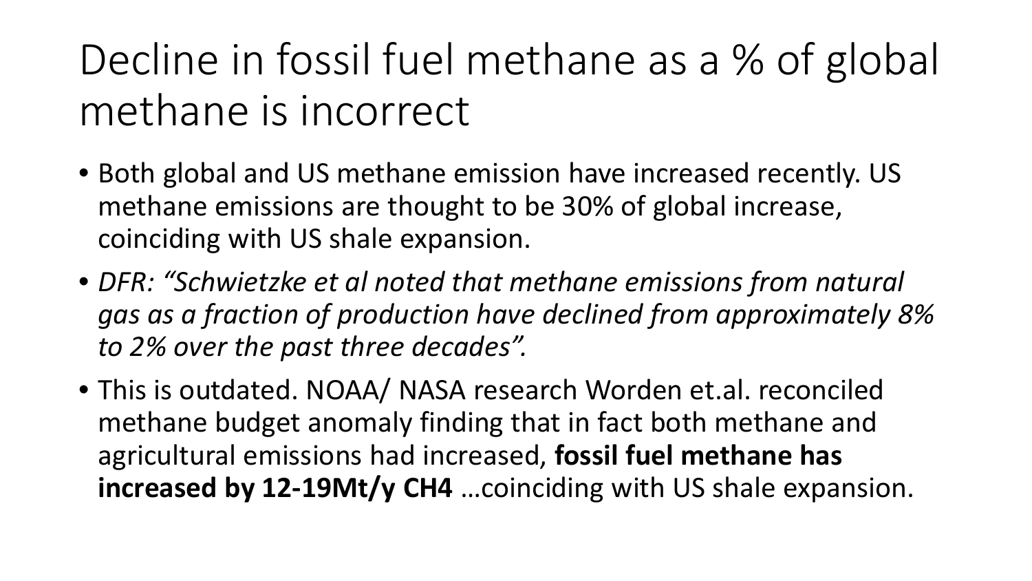# Decline in fossil fuel methane as a % of global methane is incorrect

- Both global and US methane emission have increased recently. US methane emissions are thought to be 30% of global increase, coinciding with US shale expansion.
- *DFR: "Schwietzke et al noted that methane emissions from natural gas as a fraction of production have declined from approximately 8% to 2% over the past three decades".*
- This is outdated. NOAA/ NASA research Worden et.al. reconciled methane budget anomaly finding that in fact both methane and agricultural emissions had increased, **fossil fuel methane has increased by 12-19Mt/y CH4** …coinciding with US shale expansion.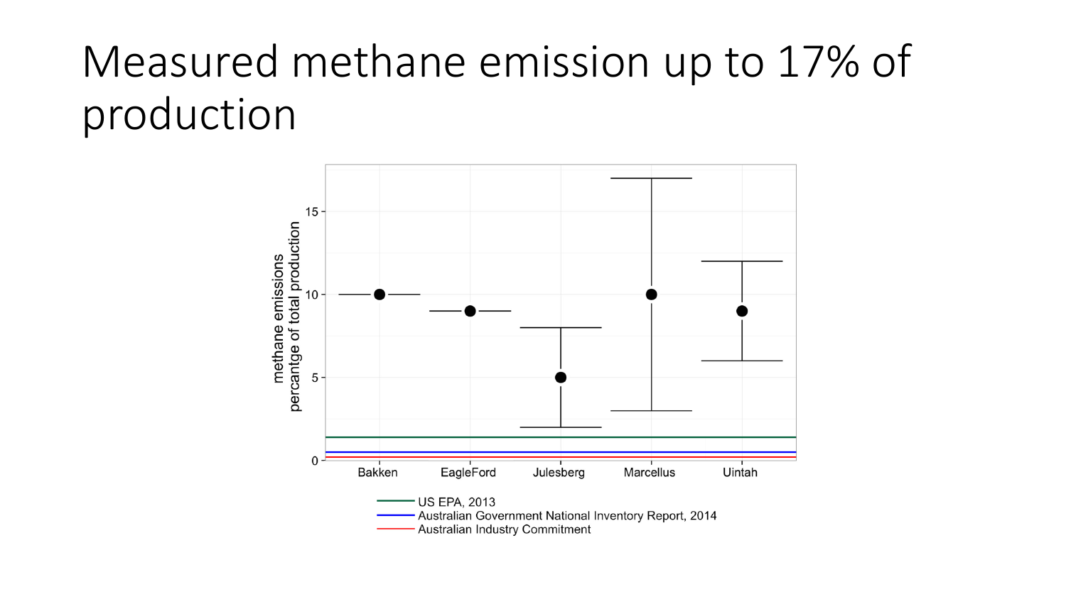# Measured methane emission up to 17% of production

methane emissions percantge of total production

15

10

5

0

Bakken EagleFord Julesberg Marcellus Uintah

US EPA, 2013

Australian Government National Inventory Report, 2014

Australian Industry Commitment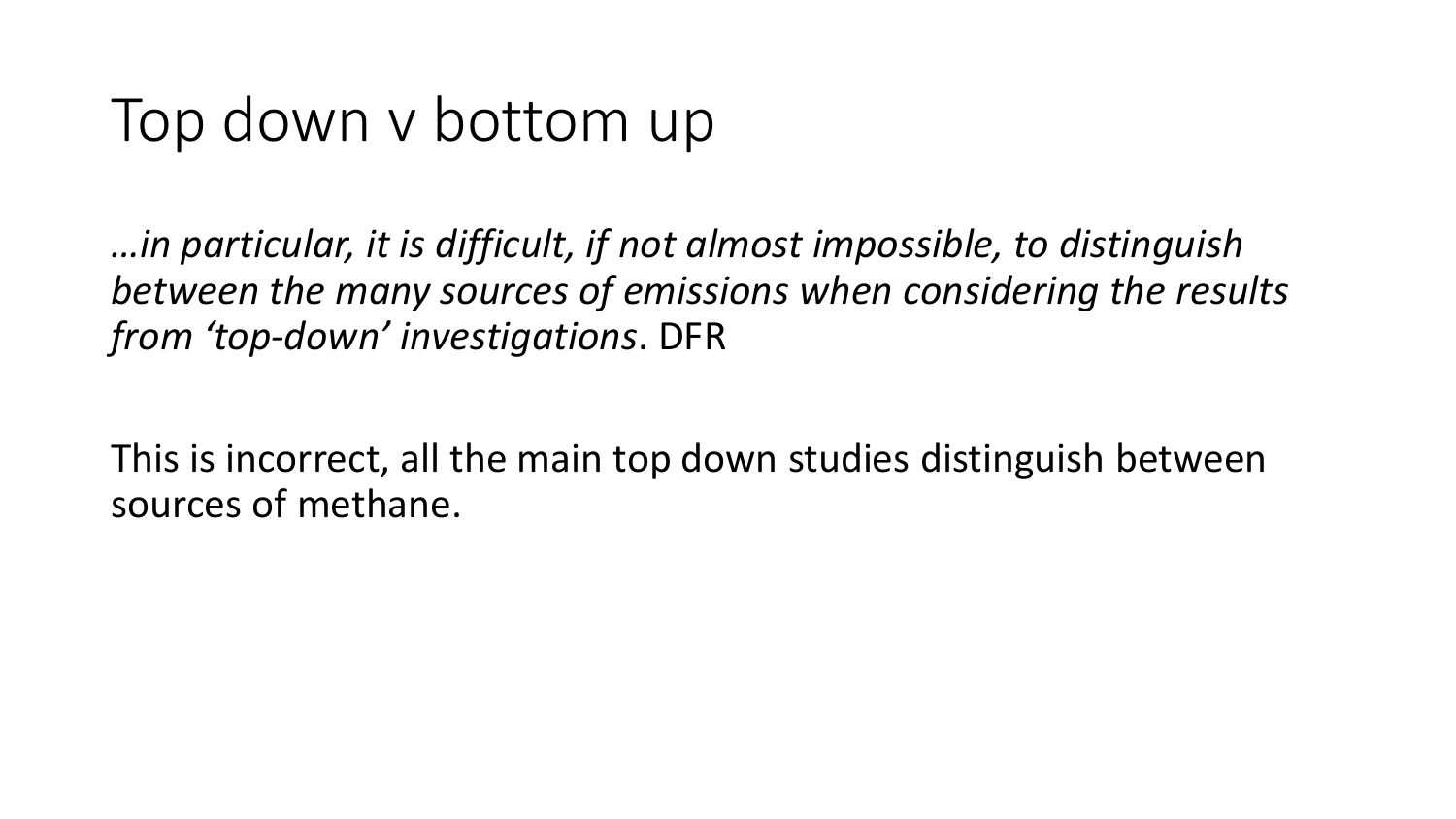# Top down v bottom up

*…in particular, it is difficult, if not almost impossible, to distinguish between the many sources of emissions when considering the results from 'top-down' investigations*. DFR

This is incorrect, all the main top down studies distinguish between sources of methane.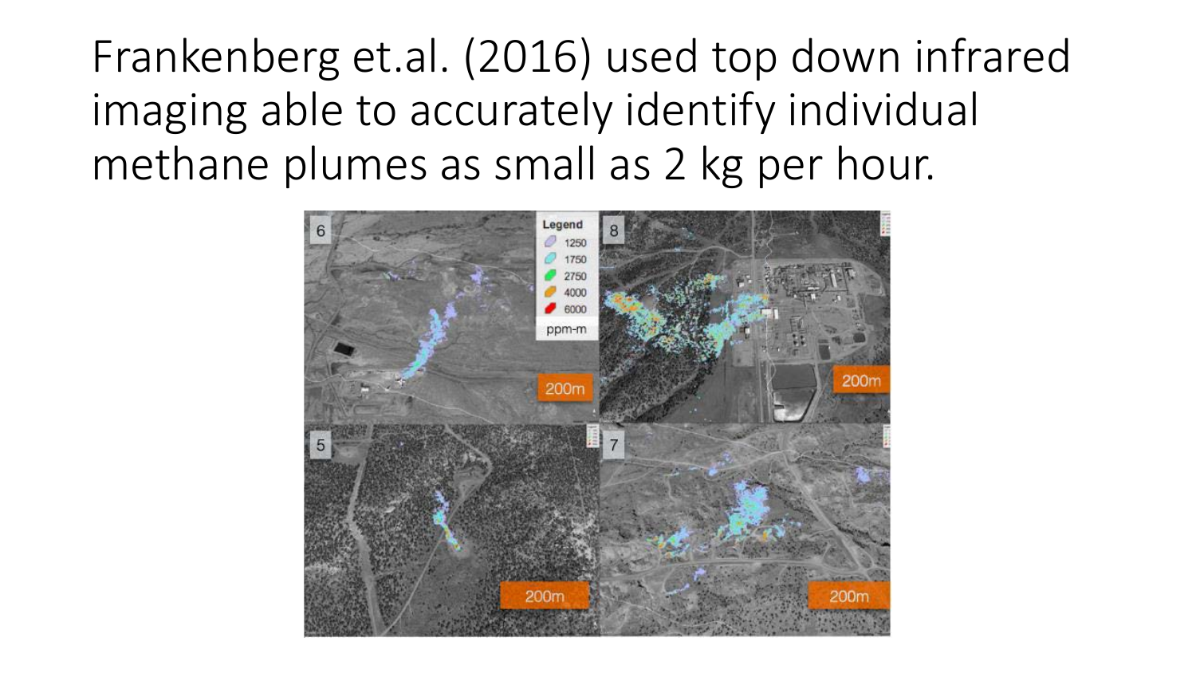# Frankenberg et.al. (2016) used top down infrared imaging able to accurately identify individual methane plumes as small as 2 kg per hour.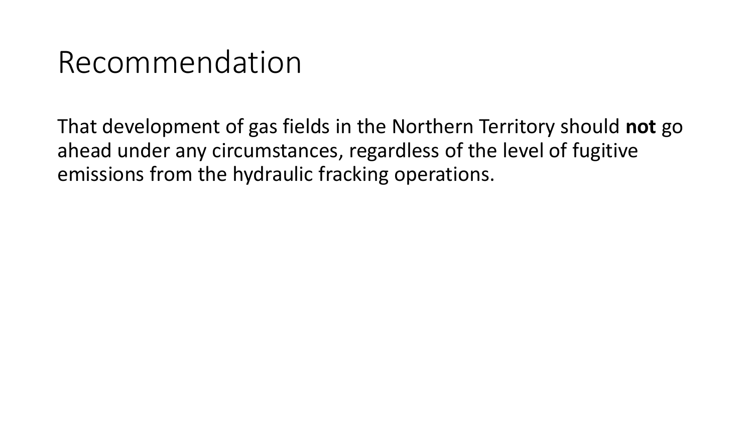# Recommendation

That development of gas fields in the Northern Territory should **not** go ahead under any circumstances, regardless of the level of fugitive emissions from the hydraulic fracking operations.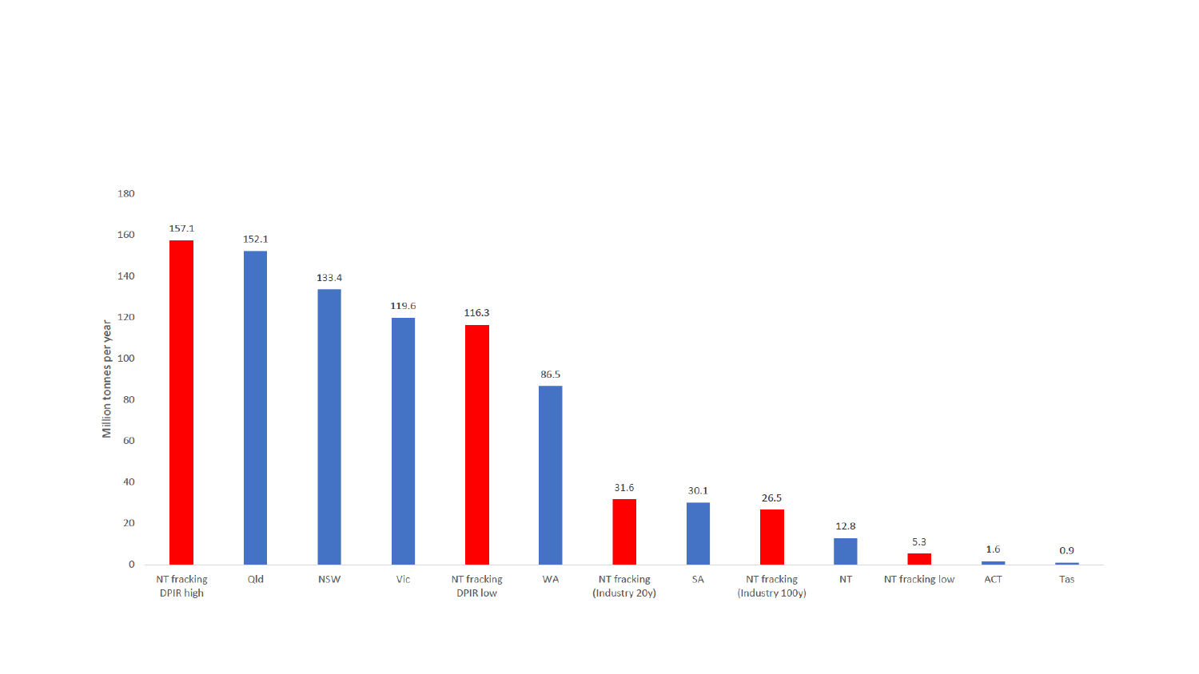| Category | Million tonnes per year |
| --- | --- |
| NT fracking DPIR high | 157.1 |
| Qld | 152.1 |
| NSW | 133.4 |
| Vic | 119.6 |
| NT fracking DPIR low | 116.3 |
| WA | 86.5 |
| NT fracking (Industry 20y) | 31.6 |
| SA | 30.1 |
| NT fracking (Industry 100y) | 26.5 |
| NT | 12.8 |
| NT fracking low | 5.3 |
| ACT | 1.6 |
| Tas | 0.9 |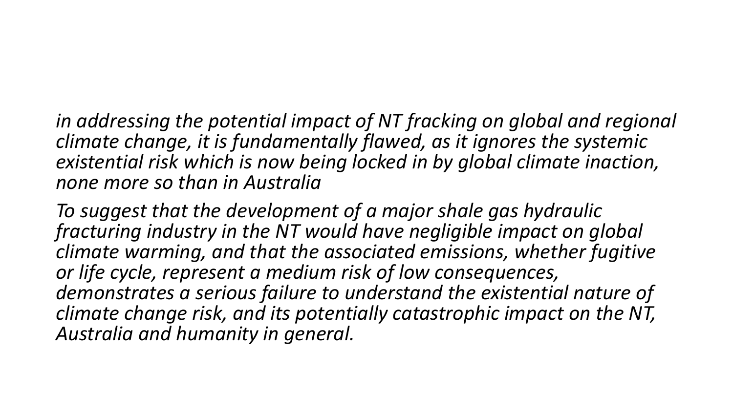*in addressing the potential impact of NT fracking on global and regional climate change, it is fundamentally flawed, as it ignores the systemic existential risk which is now being locked in by global climate inaction, none more so than in Australia*

*To suggest that the development of a major shale gas hydraulic fracturing industry in the NT would have negligible impact on global climate warming, and that the associated emissions, whether fugitive or life cycle, represent a medium risk of low consequences, demonstrates a serious failure to understand the existential nature of climate change risk, and its potentially catastrophic impact on the NT, Australia and humanity in general.*